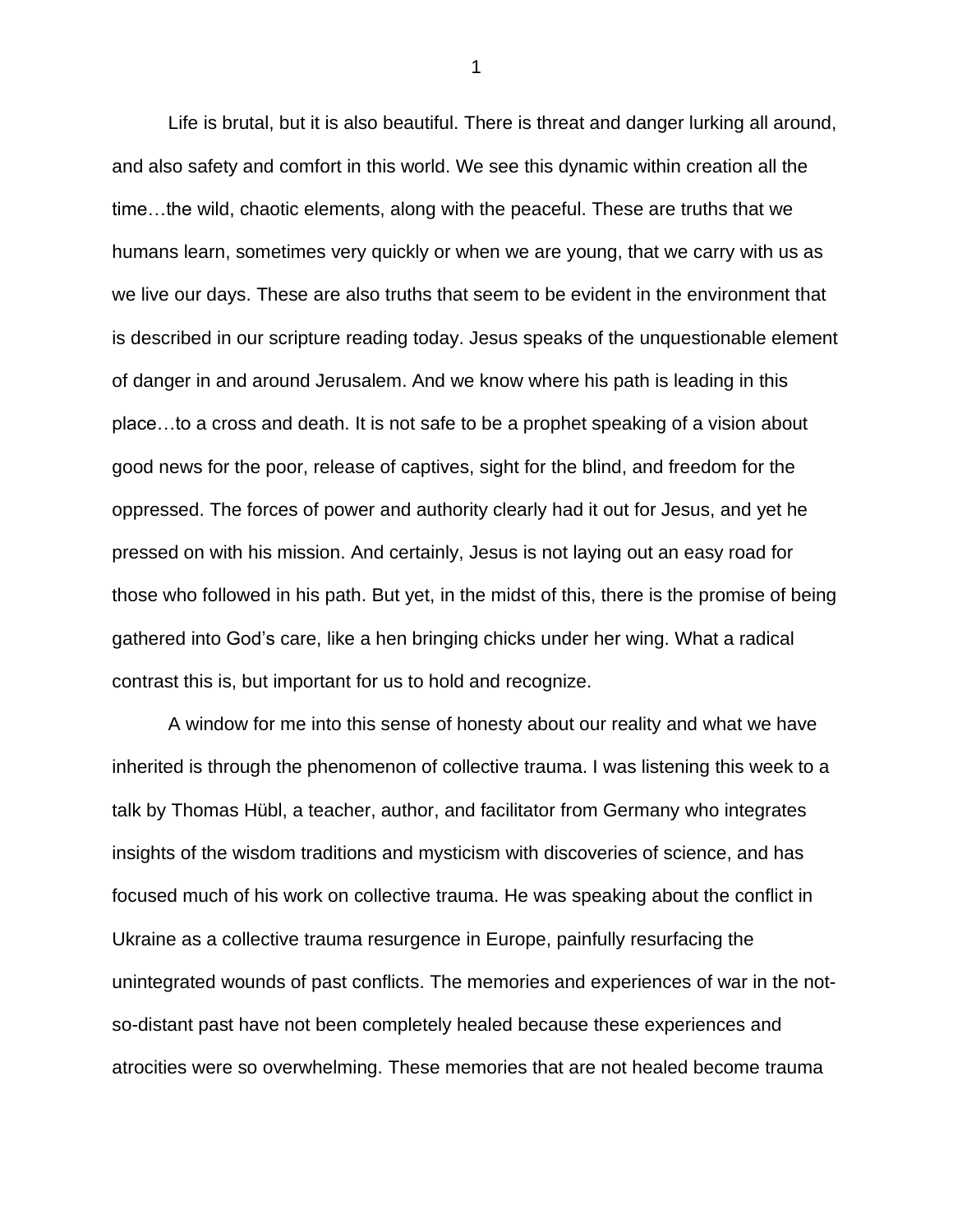Life is brutal, but it is also beautiful. There is threat and danger lurking all around, and also safety and comfort in this world. We see this dynamic within creation all the time…the wild, chaotic elements, along with the peaceful. These are truths that we humans learn, sometimes very quickly or when we are young, that we carry with us as we live our days. These are also truths that seem to be evident in the environment that is described in our scripture reading today. Jesus speaks of the unquestionable element of danger in and around Jerusalem. And we know where his path is leading in this place…to a cross and death. It is not safe to be a prophet speaking of a vision about good news for the poor, release of captives, sight for the blind, and freedom for the oppressed. The forces of power and authority clearly had it out for Jesus, and yet he pressed on with his mission. And certainly, Jesus is not laying out an easy road for those who followed in his path. But yet, in the midst of this, there is the promise of being gathered into God's care, like a hen bringing chicks under her wing. What a radical contrast this is, but important for us to hold and recognize.

A window for me into this sense of honesty about our reality and what we have inherited is through the phenomenon of collective trauma. I was listening this week to a talk by Thomas Hübl, a teacher, author, and facilitator from Germany who integrates insights of the wisdom traditions and mysticism with discoveries of science, and has focused much of his work on collective trauma. He was speaking about the conflict in Ukraine as a collective trauma resurgence in Europe, painfully resurfacing the unintegrated wounds of past conflicts. The memories and experiences of war in the not-so-distant past have not been completely healed because these experiences and atrocities were so overwhelming. These memories that are not healed become trauma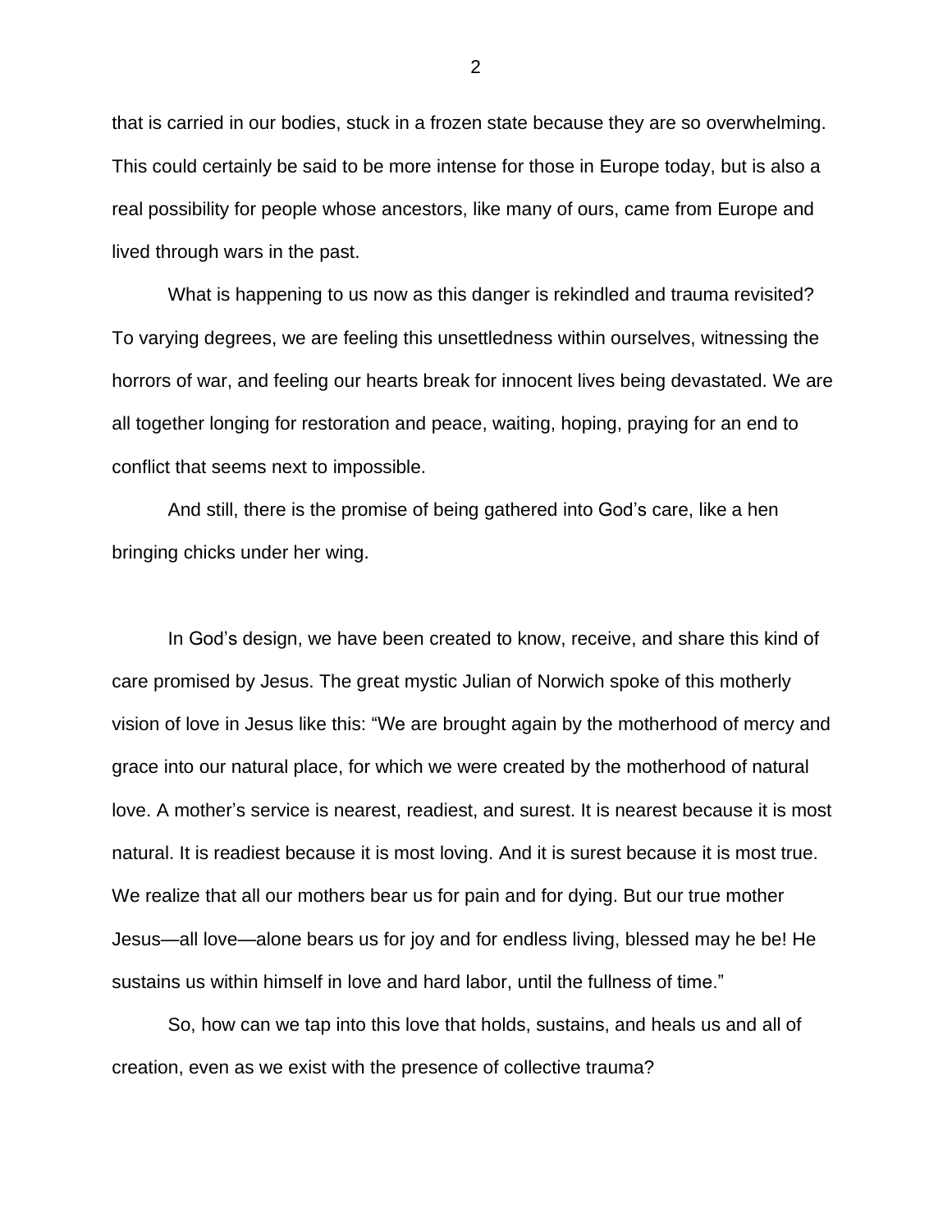that is carried in our bodies, stuck in a frozen state because they are so overwhelming. This could certainly be said to be more intense for those in Europe today, but is also a real possibility for people whose ancestors, like many of ours, came from Europe and lived through wars in the past.

What is happening to us now as this danger is rekindled and trauma revisited? To varying degrees, we are feeling this unsettledness within ourselves, witnessing the horrors of war, and feeling our hearts break for innocent lives being devastated. We are all together longing for restoration and peace, waiting, hoping, praying for an end to conflict that seems next to impossible.

And still, there is the promise of being gathered into God's care, like a hen bringing chicks under her wing.

In God's design, we have been created to know, receive, and share this kind of care promised by Jesus. The great mystic Julian of Norwich spoke of this motherly vision of love in Jesus like this: "We are brought again by the motherhood of mercy and grace into our natural place, for which we were created by the motherhood of natural love. A mother's service is nearest, readiest, and surest. It is nearest because it is most natural. It is readiest because it is most loving. And it is surest because it is most true. We realize that all our mothers bear us for pain and for dying. But our true mother Jesus—all love—alone bears us for joy and for endless living, blessed may he be! He sustains us within himself in love and hard labor, until the fullness of time."

So, how can we tap into this love that holds, sustains, and heals us and all of creation, even as we exist with the presence of collective trauma?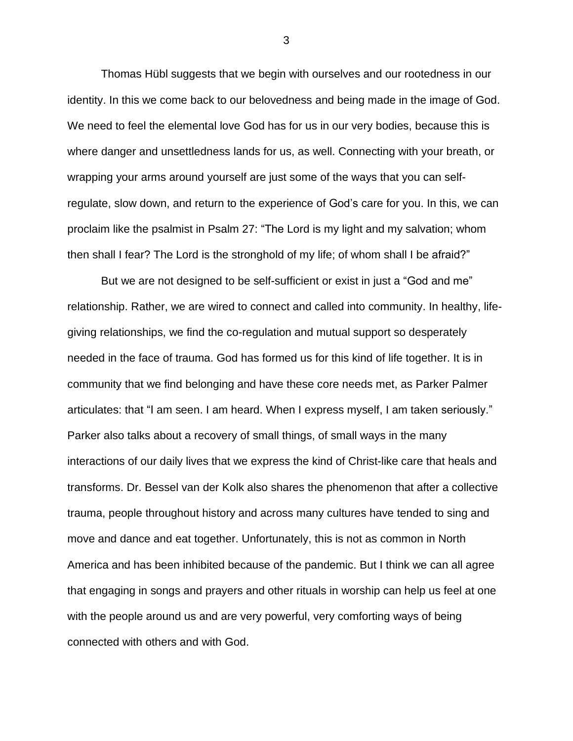Thomas Hübl suggests that we begin with ourselves and our rootedness in our identity. In this we come back to our belovedness and being made in the image of God. We need to feel the elemental love God has for us in our very bodies, because this is where danger and unsettledness lands for us, as well. Connecting with your breath, or wrapping your arms around yourself are just some of the ways that you can self-regulate, slow down, and return to the experience of God's care for you. In this, we can proclaim like the psalmist in Psalm 27: "The Lord is my light and my salvation; whom then shall I fear? The Lord is the stronghold of my life; of whom shall I be afraid?"

But we are not designed to be self-sufficient or exist in just a "God and me" relationship. Rather, we are wired to connect and called into community. In healthy, life-giving relationships, we find the co-regulation and mutual support so desperately needed in the face of trauma. God has formed us for this kind of life together. It is in community that we find belonging and have these core needs met, as Parker Palmer articulates: that "I am seen. I am heard. When I express myself, I am taken seriously." Parker also talks about a recovery of small things, of small ways in the many interactions of our daily lives that we express the kind of Christ-like care that heals and transforms. Dr. Bessel van der Kolk also shares the phenomenon that after a collective trauma, people throughout history and across many cultures have tended to sing and move and dance and eat together. Unfortunately, this is not as common in North America and has been inhibited because of the pandemic. But I think we can all agree that engaging in songs and prayers and other rituals in worship can help us feel at one with the people around us and are very powerful, very comforting ways of being connected with others and with God.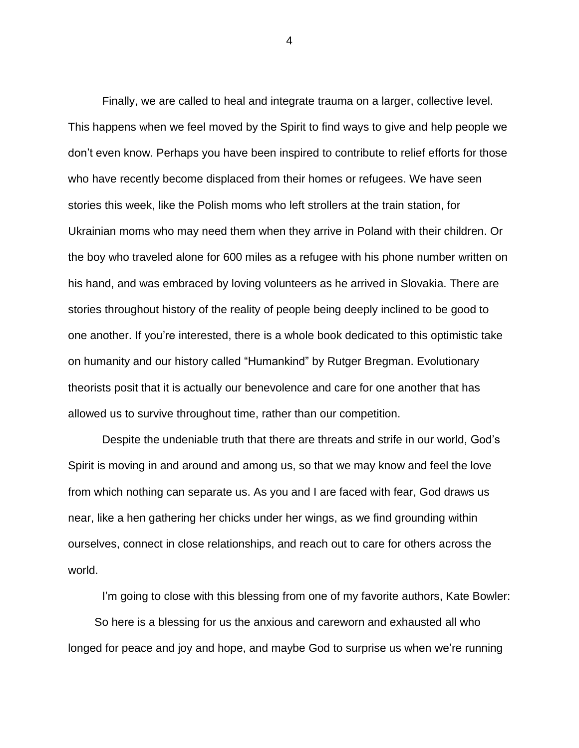Finally, we are called to heal and integrate trauma on a larger, collective level. This happens when we feel moved by the Spirit to find ways to give and help people we don't even know. Perhaps you have been inspired to contribute to relief efforts for those who have recently become displaced from their homes or refugees. We have seen stories this week, like the Polish moms who left strollers at the train station, for Ukrainian moms who may need them when they arrive in Poland with their children. Or the boy who traveled alone for 600 miles as a refugee with his phone number written on his hand, and was embraced by loving volunteers as he arrived in Slovakia. There are stories throughout history of the reality of people being deeply inclined to be good to one another. If you're interested, there is a whole book dedicated to this optimistic take on humanity and our history called "Humankind" by Rutger Bregman. Evolutionary theorists posit that it is actually our benevolence and care for one another that has allowed us to survive throughout time, rather than our competition.

Despite the undeniable truth that there are threats and strife in our world, God's Spirit is moving in and around and among us, so that we may know and feel the love from which nothing can separate us. As you and I are faced with fear, God draws us near, like a hen gathering her chicks under her wings, as we find grounding within ourselves, connect in close relationships, and reach out to care for others across the world.

I'm going to close with this blessing from one of my favorite authors, Kate Bowler:

So here is a blessing for us the anxious and careworn and exhausted all who longed for peace and joy and hope, and maybe God to surprise us when we're running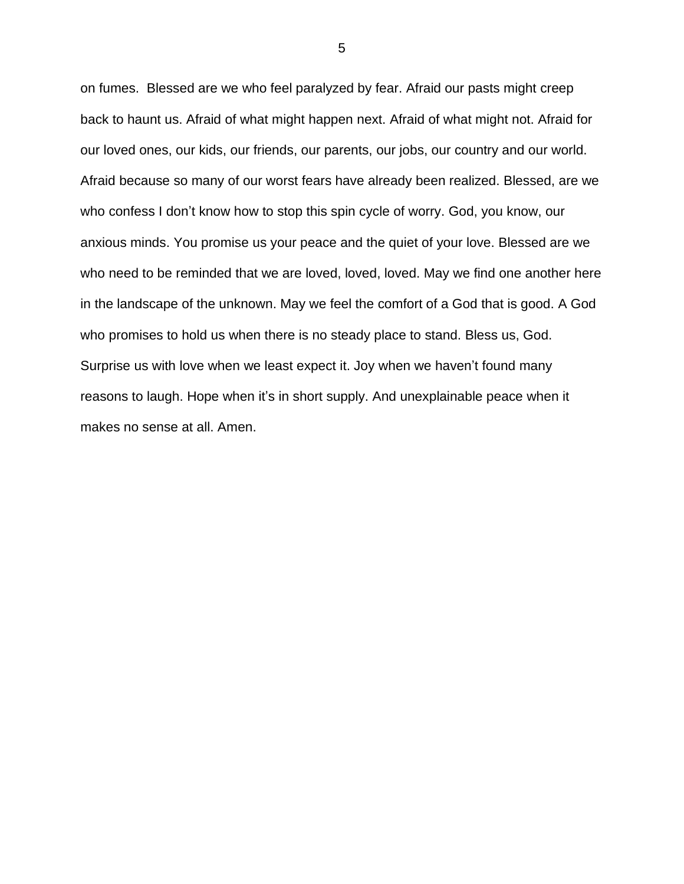on fumes.  Blessed are we who feel paralyzed by fear. Afraid our pasts might creep back to haunt us. Afraid of what might happen next. Afraid of what might not. Afraid for our loved ones, our kids, our friends, our parents, our jobs, our country and our world. Afraid because so many of our worst fears have already been realized. Blessed, are we who confess I don't know how to stop this spin cycle of worry. God, you know, our anxious minds. You promise us your peace and the quiet of your love. Blessed are we who need to be reminded that we are loved, loved, loved. May we find one another here in the landscape of the unknown. May we feel the comfort of a God that is good. A God who promises to hold us when there is no steady place to stand. Bless us, God. Surprise us with love when we least expect it. Joy when we haven't found many reasons to laugh. Hope when it's in short supply. And unexplainable peace when it makes no sense at all. Amen.